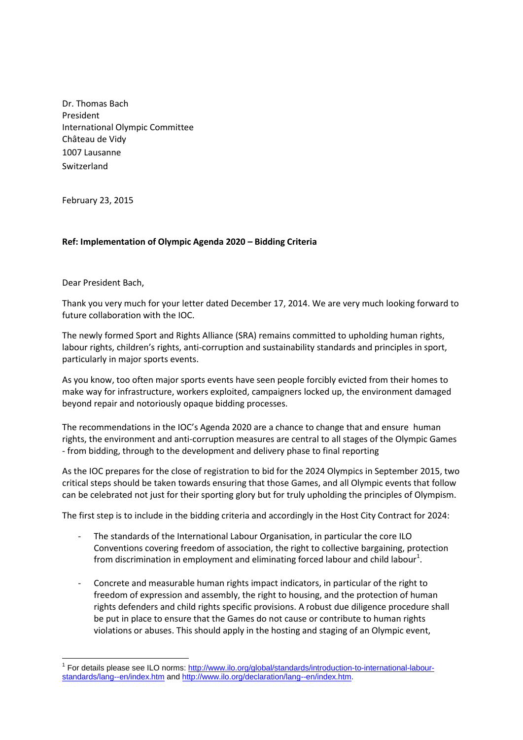Dr. Thomas Bach
President
International Olympic Committee
Château de Vidy
1007 Lausanne
Switzerland

February 23, 2015

**Ref: Implementation of Olympic Agenda 2020 – Bidding Criteria**

Dear President Bach,

Thank you very much for your letter dated December 17, 2014. We are very much looking forward to future collaboration with the IOC.

The newly formed Sport and Rights Alliance (SRA) remains committed to upholding human rights, labour rights, children's rights, anti-corruption and sustainability standards and principles in sport, particularly in major sports events.

As you know, too often major sports events have seen people forcibly evicted from their homes to make way for infrastructure, workers exploited, campaigners locked up, the environment damaged beyond repair and notoriously opaque bidding processes.

The recommendations in the IOC's Agenda 2020 are a chance to change that and ensure human rights, the environment and anti-corruption measures are central to all stages of the Olympic Games - from bidding, through to the development and delivery phase to final reporting

As the IOC prepares for the close of registration to bid for the 2024 Olympics in September 2015, two critical steps should be taken towards ensuring that those Games, and all Olympic events that follow can be celebrated not just for their sporting glory but for truly upholding the principles of Olympism.

The first step is to include in the bidding criteria and accordingly in the Host City Contract for 2024:

- The standards of the International Labour Organisation, in particular the core ILO Conventions covering freedom of association, the right to collective bargaining, protection from discrimination in employment and eliminating forced labour and child labour[1].

- Concrete and measurable human rights impact indicators, in particular of the right to freedom of expression and assembly, the right to housing, and the protection of human rights defenders and child rights specific provisions. A robust due diligence procedure shall be put in place to ensure that the Games do not cause or contribute to human rights violations or abuses. This should apply in the hosting and staging of an Olympic event,

[1] For details please see ILO norms: http://www.ilo.org/global/standards/introduction-to-international-labour-standards/lang--en/index.htm and http://www.ilo.org/declaration/lang--en/index.htm.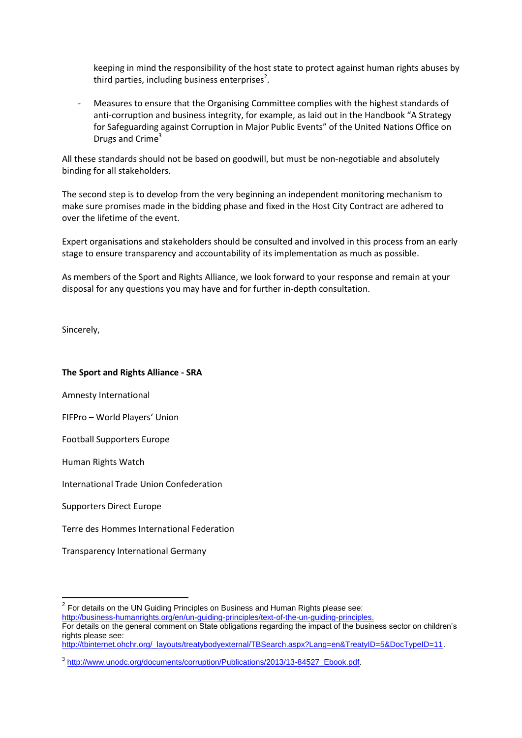keeping in mind the responsibility of the host state to protect against human rights abuses by third parties, including business enterprises[2].

- Measures to ensure that the Organising Committee complies with the highest standards of anti-corruption and business integrity, for example, as laid out in the Handbook "A Strategy for Safeguarding against Corruption in Major Public Events" of the United Nations Office on Drugs and Crime[3]

All these standards should not be based on goodwill, but must be non-negotiable and absolutely binding for all stakeholders.

The second step is to develop from the very beginning an independent monitoring mechanism to make sure promises made in the bidding phase and fixed in the Host City Contract are adhered to over the lifetime of the event.

Expert organisations and stakeholders should be consulted and involved in this process from an early stage to ensure transparency and accountability of its implementation as much as possible.

As members of the Sport and Rights Alliance, we look forward to your response and remain at your disposal for any questions you may have and for further in-depth consultation.

Sincerely,

**The Sport and Rights Alliance - SRA**

Amnesty International

FIFPro – World Players' Union

Football Supporters Europe

Human Rights Watch

International Trade Union Confederation

Supporters Direct Europe

Terre des Hommes International Federation

Transparency International Germany

---

[2] For details on the UN Guiding Principles on Business and Human Rights please see: http://business-humanrights.org/en/un-guiding-principles/text-of-the-un-guiding-principles.
For details on the general comment on State obligations regarding the impact of the business sector on children's rights please see:
http://tbinternet.ohchr.org/_layouts/treatybodyexternal/TBSearch.aspx?Lang=en&TreatyID=5&DocTypeID=11.

[3] http://www.unodc.org/documents/corruption/Publications/2013/13-84527_Ebook.pdf.